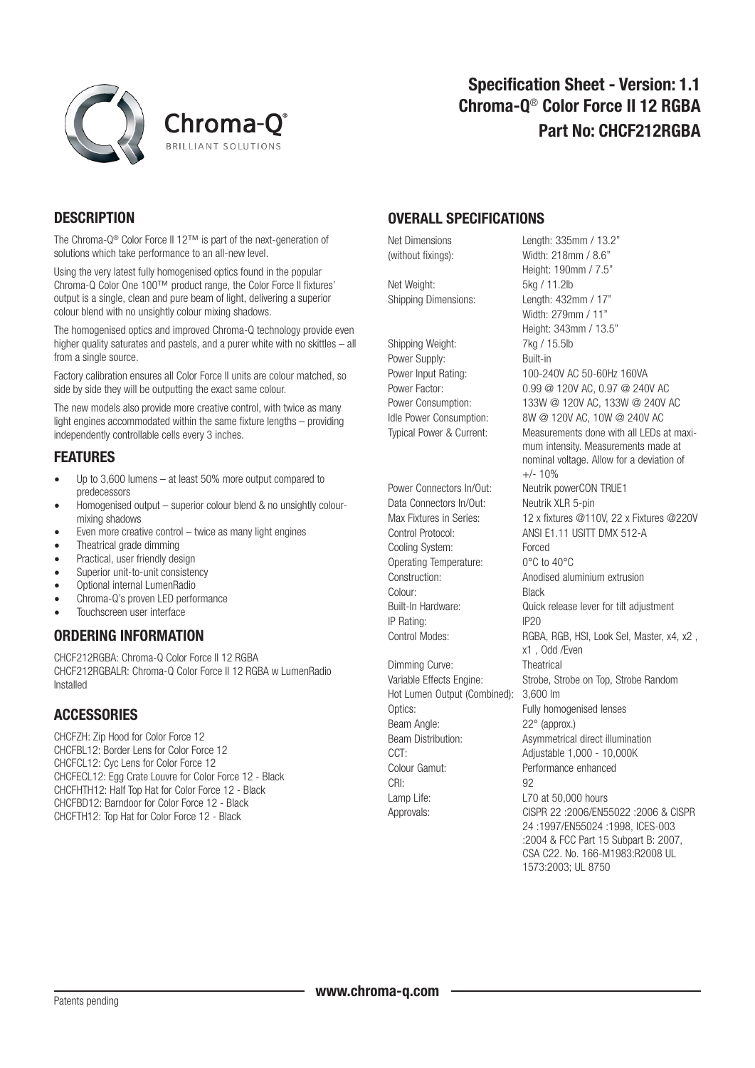# Specification Sheet - Version: 1.1
# Chroma-Q® Color Force II 12 RGBA
# Part No: CHCF212RGBA

## DESCRIPTION

The Chroma-Q® Color Force II 12™ is part of the next-generation of solutions which take performance to an all-new level.

Using the very latest fully homogenised optics found in the popular Chroma-Q Color One 100™ product range, the Color Force II fixtures' output is a single, clean and pure beam of light, delivering a superior colour blend with no unsightly colour mixing shadows.

The homogenised optics and improved Chroma-Q technology provide even higher quality saturates and pastels, and a purer white with no skittles – all from a single source.

Factory calibration ensures all Color Force II units are colour matched, so side by side they will be outputting the exact same colour.

The new models also provide more creative control, with twice as many light engines accommodated within the same fixture lengths – providing independently controllable cells every 3 inches.

## FEATURES

- Up to 3,600 lumens – at least 50% more output compared to predecessors
- Homogenised output – superior colour blend & no unsightly colour-mixing shadows
- Even more creative control – twice as many light engines
- Theatrical grade dimming
- Practical, user friendly design
- Superior unit-to-unit consistency
- Optional internal LumenRadio
- Chroma-Q's proven LED performance
- Touchscreen user interface

## ORDERING INFORMATION

CHCF212RGBA: Chroma-Q Color Force II 12 RGBA
CHCF212RGBALR: Chroma-Q Color Force II 12 RGBA w LumenRadio Installed

## ACCESSORIES

CHCFZH: Zip Hood for Color Force 12
CHCFBL12: Border Lens for Color Force 12
CHCFCL12: Cyc Lens for Color Force 12
CHCFECL12: Egg Crate Louvre for Color Force 12 - Black
CHCFHTH12: Half Top Hat for Color Force 12 - Black
CHCFBD12: Barndoor for Color Force 12 - Black
CHCFTH12: Top Hat for Color Force 12 - Black

## OVERALL SPECIFICATIONS

| | |
|---|---|
| Net Dimensions (without fixings): | Length: 335mm / 13.2"<br>Width: 218mm / 8.6"<br>Height: 190mm / 7.5" |
| Net Weight: | 5kg / 11.2lb |
| Shipping Dimensions: | Length: 432mm / 17"<br>Width: 279mm / 11"<br>Height: 343mm / 13.5" |
| Shipping Weight: | 7kg / 15.5lb |
| Power Supply: | Built-in |
| Power Input Rating: | 100-240V AC 50-60Hz 160VA |
| Power Factor: | 0.99 @ 120V AC, 0.97 @ 240V AC |
| Power Consumption: | 133W @ 120V AC, 133W @ 240V AC |
| Idle Power Consumption: | 8W @ 120V AC, 10W @ 240V AC |
| Typical Power & Current: | Measurements done with all LEDs at maximum intensity. Measurements made at nominal voltage. Allow for a deviation of +/- 10% |
| Power Connectors In/Out: | Neutrik powerCON TRUE1 |
| Data Connectors In/Out: | Neutrik XLR 5-pin |
| Max Fixtures in Series: | 12 x fixtures @110V, 22 x Fixtures @220V |
| Control Protocol: | ANSI E1.11 USITT DMX 512-A |
| Cooling System: | Forced |
| Operating Temperature: | 0°C to 40°C |
| Construction: | Anodised aluminium extrusion |
| Colour: | Black |
| Built-In Hardware: | Quick release lever for tilt adjustment |
| IP Rating: | IP20 |
| Control Modes: | RGBA, RGB, HSI, Look Sel, Master, x4, x2 , x1 , Odd /Even |
| Dimming Curve: | Theatrical |
| Variable Effects Engine: | Strobe, Strobe on Top, Strobe Random |
| Hot Lumen Output (Combined): | 3,600 lm |
| Optics: | Fully homogenised lenses |
| Beam Angle: | 22° (approx.) |
| Beam Distribution: | Asymmetrical direct illumination |
| CCT: | Adjustable 1,000 - 10,000K |
| Colour Gamut: | Performance enhanced |
| CRI: | 92 |
| Lamp Life: | L70 at 50,000 hours |
| Approvals: | CISPR 22 :2006/EN55022 :2006 & CISPR 24 :1997/EN55024 :1998, ICES-003 :2004 & FCC Part 15 Subpart B: 2007, CSA C22. No. 166-M1983:R2008 UL 1573:2003; UL 8750 |

Patents pending

www.chroma-q.com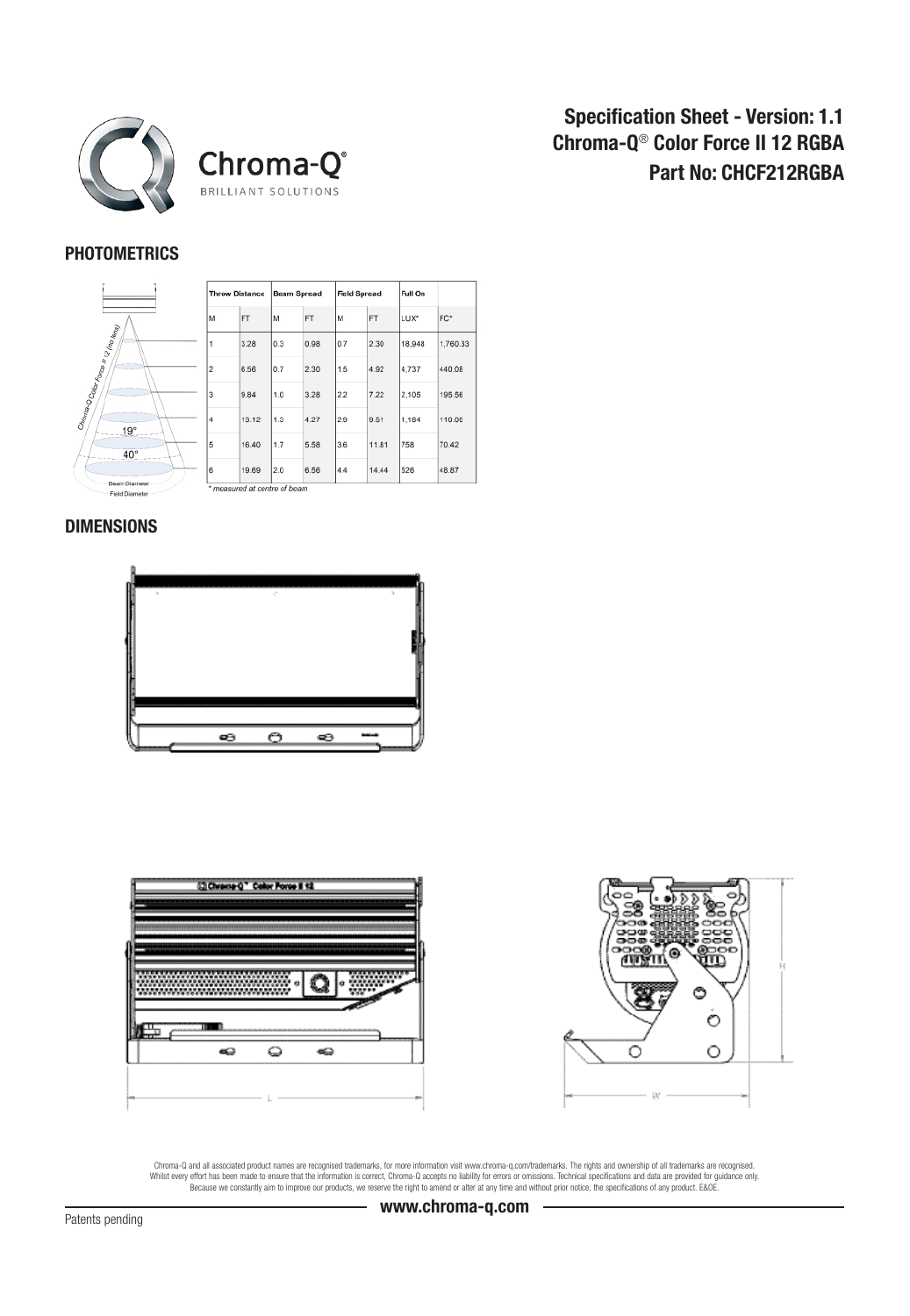# Specification Sheet - Version: 1.1

## Chroma-Q® Color Force II 12 RGBA

## Part No: CHCF212RGBA

## PHOTOMETRICS

Chroma-Q Color Force II 12 (no lens)

19°

40°

Beam Diameter

Field Diameter

| Throw Distance | | Beam Spread | | Field Spread | | Full On | |
|---|---|---|---|---|---|---|---|
| M | FT | M | FT | M | FT | LUX* | FC* |
| 1 | 3.28 | 0.3 | 0.98 | 0.7 | 2.30 | 18,948 | 1,760.33 |
| 2 | 6.56 | 0.7 | 2.30 | 1.5 | 4.92 | 4,737 | 440.08 |
| 3 | 9.84 | 1.0 | 3.28 | 2.2 | 7.22 | 2,105 | 195.56 |
| 4 | 13.12 | 1.3 | 4.27 | 2.9 | 9.51 | 1,184 | 110.00 |
| 5 | 16.40 | 1.7 | 5.58 | 3.6 | 11.81 | 758 | 70.42 |
| 6 | 19.69 | 2.0 | 6.56 | 4.4 | 14.44 | 526 | 48.87 |

*\* measured at centre of beam*

## DIMENSIONS

Chroma-Q Color Force II 12

L

W

H

Chroma-Q and all associated product names are recognised trademarks, for more information visit www.chroma-q.com/trademarks. The rights and ownership of all trademarks are recognised. Whilst every effort has been made to ensure that the information is correct, Chroma-Q accepts no liability for errors or omissions. Technical specifications and data are provided for guidance only. Because we constantly aim to improve our products, we reserve the right to amend or alter at any time and without prior notice, the specifications of any product. E&OE.

Patents pending

**www.chroma-q.com**